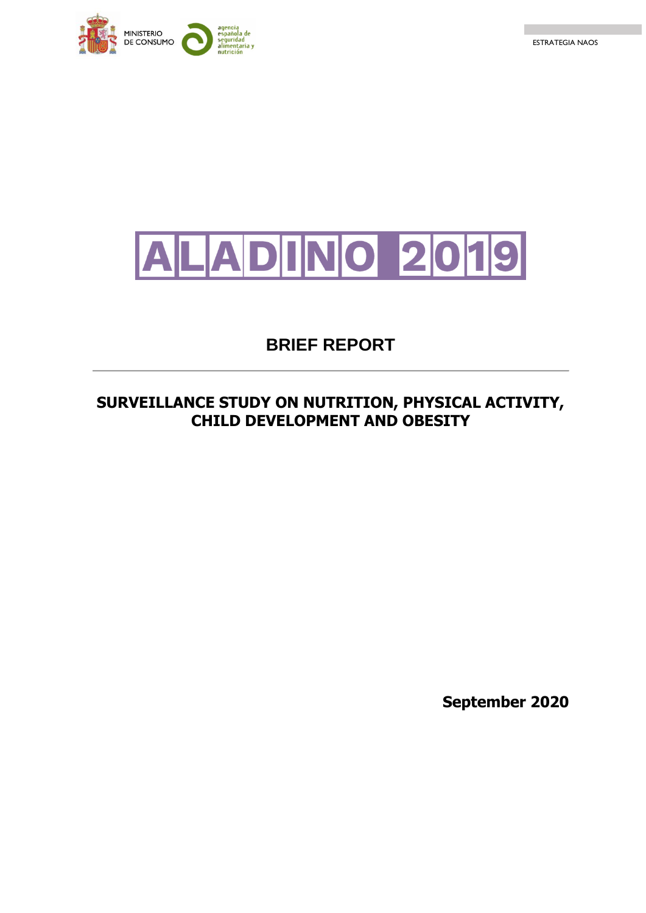MINISTERIO DE CONSUMO

agencia española de seguridad alimentaria y nutrición

ESTRATEGIA NAOS

# ALADINO 2019

## BRIEF REPORT

---

## SURVEILLANCE STUDY ON NUTRITION, PHYSICAL ACTIVITY, CHILD DEVELOPMENT AND OBESITY

**September 2020**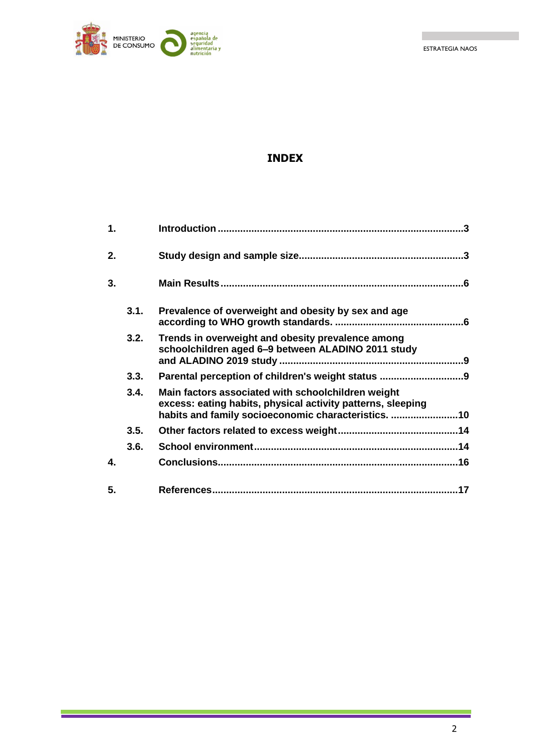# INDEX

1. **Introduction** ... 3
2. **Study design and sample size** ... 3
3. **Main Results** ... 6
   - 3.1. **Prevalence of overweight and obesity by sex and age according to WHO growth standards.** ... 6
   - 3.2. **Trends in overweight and obesity prevalence among schoolchildren aged 6–9 between ALADINO 2011 study and ALADINO 2019 study** ... 9
   - 3.3. **Parental perception of children's weight status** ... 9
   - 3.4. **Main factors associated with schoolchildren weight excess: eating habits, physical activity patterns, sleeping habits and family socioeconomic characteristics.** ... 10
   - 3.5. **Other factors related to excess weight** ... 14
   - 3.6. **School environment** ... 14
4. **Conclusions** ... 16
5. **References** ... 17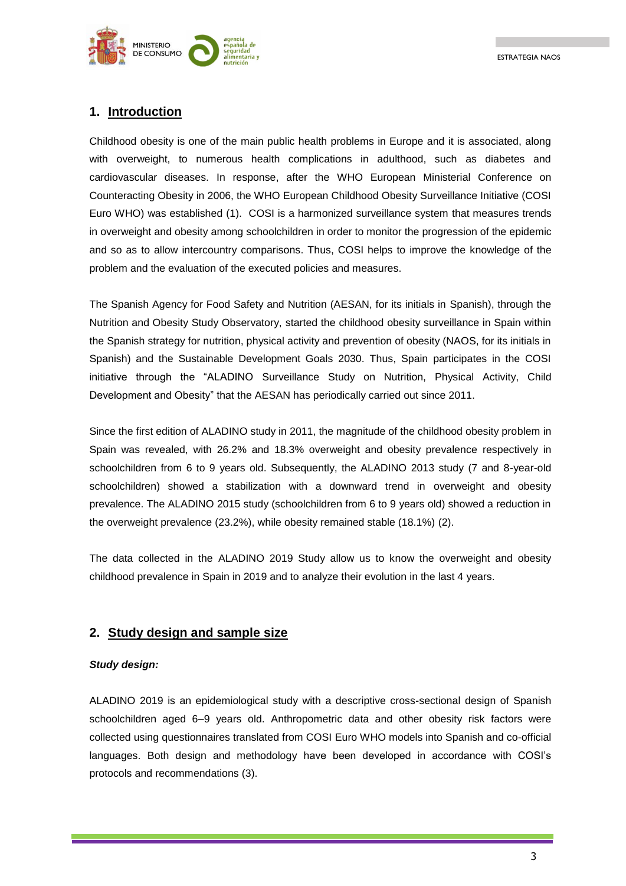## 1. Introduction

Childhood obesity is one of the main public health problems in Europe and it is associated, along with overweight, to numerous health complications in adulthood, such as diabetes and cardiovascular diseases. In response, after the WHO European Ministerial Conference on Counteracting Obesity in 2006, the WHO European Childhood Obesity Surveillance Initiative (COSI Euro WHO) was established (1). COSI is a harmonized surveillance system that measures trends in overweight and obesity among schoolchildren in order to monitor the progression of the epidemic and so as to allow intercountry comparisons. Thus, COSI helps to improve the knowledge of the problem and the evaluation of the executed policies and measures.

The Spanish Agency for Food Safety and Nutrition (AESAN, for its initials in Spanish), through the Nutrition and Obesity Study Observatory, started the childhood obesity surveillance in Spain within the Spanish strategy for nutrition, physical activity and prevention of obesity (NAOS, for its initials in Spanish) and the Sustainable Development Goals 2030. Thus, Spain participates in the COSI initiative through the "ALADINO Surveillance Study on Nutrition, Physical Activity, Child Development and Obesity" that the AESAN has periodically carried out since 2011.

Since the first edition of ALADINO study in 2011, the magnitude of the childhood obesity problem in Spain was revealed, with 26.2% and 18.3% overweight and obesity prevalence respectively in schoolchildren from 6 to 9 years old. Subsequently, the ALADINO 2013 study (7 and 8-year-old schoolchildren) showed a stabilization with a downward trend in overweight and obesity prevalence. The ALADINO 2015 study (schoolchildren from 6 to 9 years old) showed a reduction in the overweight prevalence (23.2%), while obesity remained stable (18.1%) (2).

The data collected in the ALADINO 2019 Study allow us to know the overweight and obesity childhood prevalence in Spain in 2019 and to analyze their evolution in the last 4 years.

## 2. Study design and sample size

***Study design:***

ALADINO 2019 is an epidemiological study with a descriptive cross-sectional design of Spanish schoolchildren aged 6–9 years old. Anthropometric data and other obesity risk factors were collected using questionnaires translated from COSI Euro WHO models into Spanish and co-official languages. Both design and methodology have been developed in accordance with COSI's protocols and recommendations (3).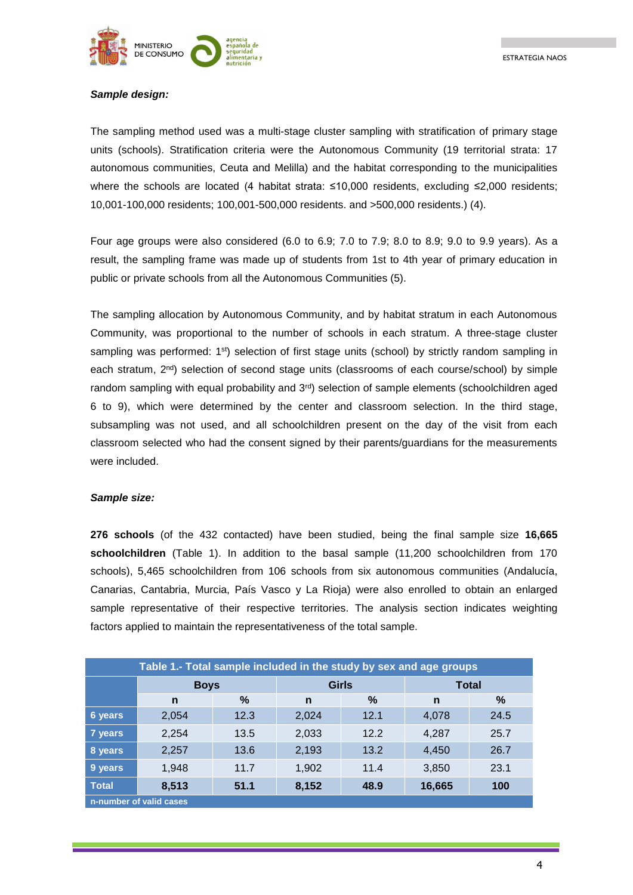***Sample design:***

The sampling method used was a multi-stage cluster sampling with stratification of primary stage units (schools). Stratification criteria were the Autonomous Community (19 territorial strata: 17 autonomous communities, Ceuta and Melilla) and the habitat corresponding to the municipalities where the schools are located (4 habitat strata: ≤10,000 residents, excluding ≤2,000 residents; 10,001-100,000 residents; 100,001-500,000 residents. and >500,000 residents.) (4).

Four age groups were also considered (6.0 to 6.9; 7.0 to 7.9; 8.0 to 8.9; 9.0 to 9.9 years). As a result, the sampling frame was made up of students from 1st to 4th year of primary education in public or private schools from all the Autonomous Communities (5).

The sampling allocation by Autonomous Community, and by habitat stratum in each Autonomous Community, was proportional to the number of schools in each stratum. A three-stage cluster sampling was performed: 1st) selection of first stage units (school) by strictly random sampling in each stratum, 2nd) selection of second stage units (classrooms of each course/school) by simple random sampling with equal probability and 3rd) selection of sample elements (schoolchildren aged 6 to 9), which were determined by the center and classroom selection. In the third stage, subsampling was not used, and all schoolchildren present on the day of the visit from each classroom selected who had the consent signed by their parents/guardians for the measurements were included.

***Sample size:***

**276 schools** (of the 432 contacted) have been studied, being the final sample size **16,665 schoolchildren** (Table 1). In addition to the basal sample (11,200 schoolchildren from 170 schools), 5,465 schoolchildren from 106 schools from six autonomous communities (Andalucía, Canarias, Cantabria, Murcia, País Vasco y La Rioja) were also enrolled to obtain an enlarged sample representative of their respective territories. The analysis section indicates weighting factors applied to maintain the representativeness of the total sample.

**Table 1.- Total sample included in the study by sex and age groups**

| | Boys | | Girls | | Total | |
|---|---|---|---|---|---|---|
| | n | % | n | % | n | % |
| 6 years | 2,054 | 12.3 | 2,024 | 12.1 | 4,078 | 24.5 |
| 7 years | 2,254 | 13.5 | 2,033 | 12.2 | 4,287 | 25.7 |
| 8 years | 2,257 | 13.6 | 2,193 | 13.2 | 4,450 | 26.7 |
| 9 years | 1,948 | 11.7 | 1,902 | 11.4 | 3,850 | 23.1 |
| **Total** | **8,513** | **51.1** | **8,152** | **48.9** | **16,665** | **100** |

n-number of valid cases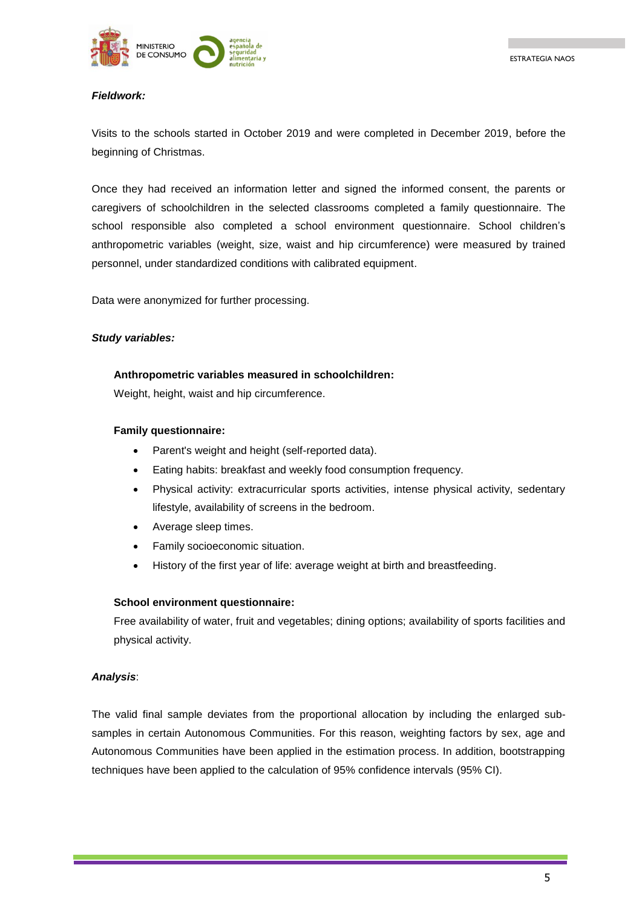***Fieldwork:***

Visits to the schools started in October 2019 and were completed in December 2019, before the beginning of Christmas.

Once they had received an information letter and signed the informed consent, the parents or caregivers of schoolchildren in the selected classrooms completed a family questionnaire. The school responsible also completed a school environment questionnaire. School children's anthropometric variables (weight, size, waist and hip circumference) were measured by trained personnel, under standardized conditions with calibrated equipment.

Data were anonymized for further processing.

***Study variables:***

**Anthropometric variables measured in schoolchildren:**

Weight, height, waist and hip circumference.

**Family questionnaire:**

- Parent's weight and height (self-reported data).
- Eating habits: breakfast and weekly food consumption frequency.
- Physical activity: extracurricular sports activities, intense physical activity, sedentary lifestyle, availability of screens in the bedroom.
- Average sleep times.
- Family socioeconomic situation.
- History of the first year of life: average weight at birth and breastfeeding.

**School environment questionnaire:**

Free availability of water, fruit and vegetables; dining options; availability of sports facilities and physical activity.

***Analysis***:

The valid final sample deviates from the proportional allocation by including the enlarged sub-samples in certain Autonomous Communities. For this reason, weighting factors by sex, age and Autonomous Communities have been applied in the estimation process. In addition, bootstrapping techniques have been applied to the calculation of 95% confidence intervals (95% CI).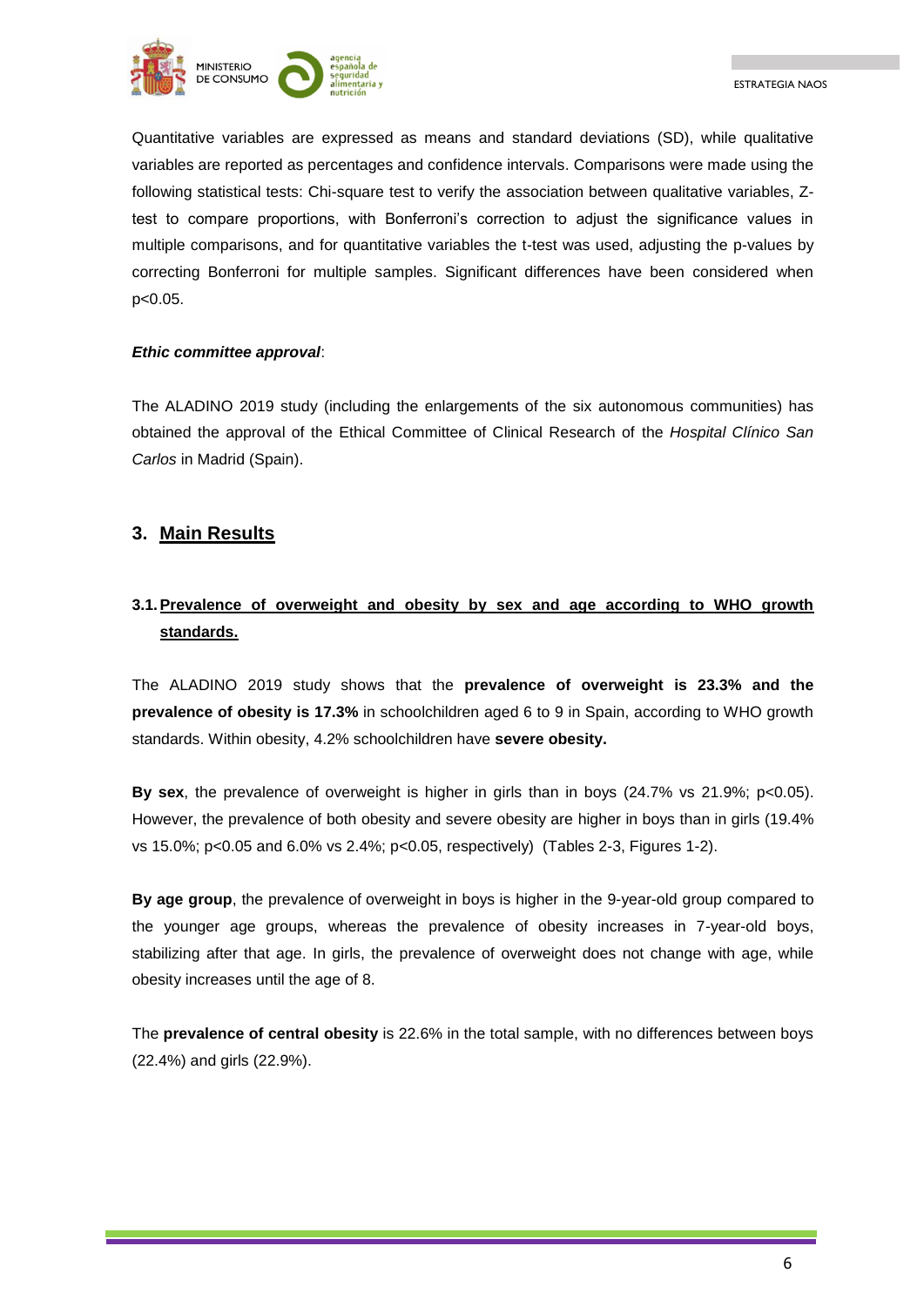Quantitative variables are expressed as means and standard deviations (SD), while qualitative variables are reported as percentages and confidence intervals. Comparisons were made using the following statistical tests: Chi-square test to verify the association between qualitative variables, Z-test to compare proportions, with Bonferroni's correction to adjust the significance values in multiple comparisons, and for quantitative variables the t-test was used, adjusting the p-values by correcting Bonferroni for multiple samples. Significant differences have been considered when $p<0.05$.

***Ethic committee approval***:

The ALADINO 2019 study (including the enlargements of the six autonomous communities) has obtained the approval of the Ethical Committee of Clinical Research of the *Hospital Clínico San Carlos* in Madrid (Spain).

## 3. Main Results

### 3.1. Prevalence of overweight and obesity by sex and age according to WHO growth standards.

The ALADINO 2019 study shows that the **prevalence of overweight is 23.3% and the prevalence of obesity is 17.3%** in schoolchildren aged 6 to 9 in Spain, according to WHO growth standards. Within obesity, 4.2% schoolchildren have **severe obesity.**

**By sex**, the prevalence of overweight is higher in girls than in boys (24.7% vs 21.9%; $p<0.05$). However, the prevalence of both obesity and severe obesity are higher in boys than in girls (19.4% vs 15.0%; $p<0.05$ and 6.0% vs 2.4%; $p<0.05$, respectively) (Tables 2-3, Figures 1-2).

**By age group**, the prevalence of overweight in boys is higher in the 9-year-old group compared to the younger age groups, whereas the prevalence of obesity increases in 7-year-old boys, stabilizing after that age. In girls, the prevalence of overweight does not change with age, while obesity increases until the age of 8.

The **prevalence of central obesity** is 22.6% in the total sample, with no differences between boys (22.4%) and girls (22.9%).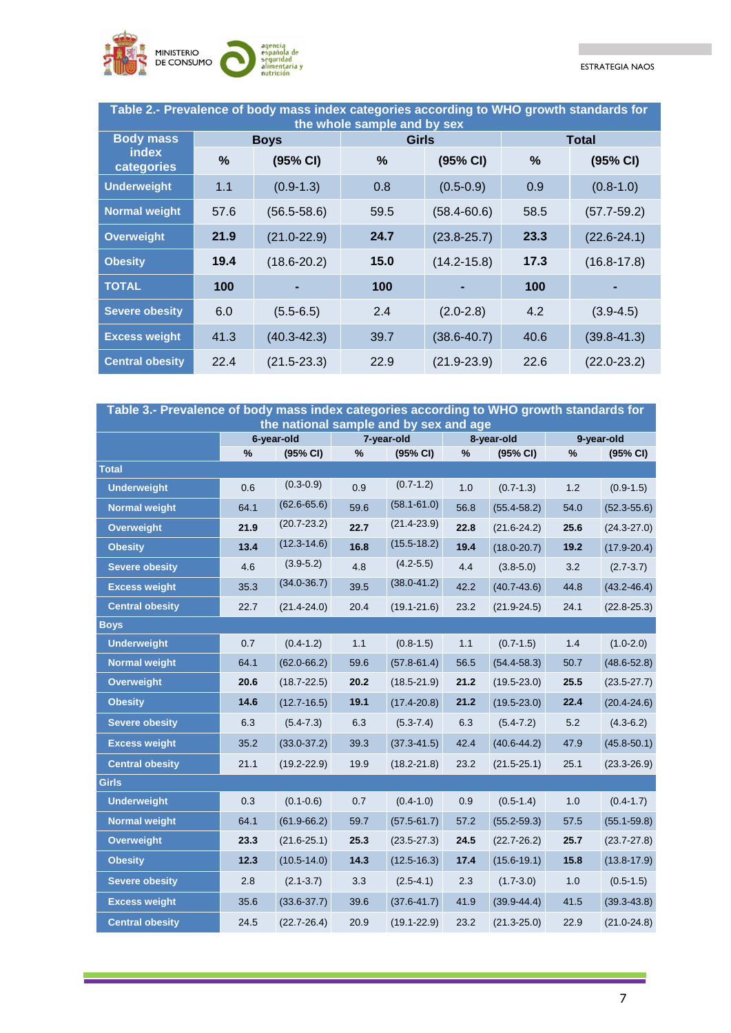**Table 2.- Prevalence of body mass index categories according to WHO growth standards for the whole sample and by sex**

| Body mass index categories | Boys | | Girls | | Total | |
|---|---|---|---|---|---|---|
| | % | (95% CI) | % | (95% CI) | % | (95% CI) |
| **Underweight** | 1.1 | (0.9-1.3) | 0.8 | (0.5-0.9) | 0.9 | (0.8-1.0) |
| **Normal weight** | 57.6 | (56.5-58.6) | 59.5 | (58.4-60.6) | 58.5 | (57.7-59.2) |
| **Overweight** | **21.9** | (21.0-22.9) | **24.7** | (23.8-25.7) | **23.3** | (22.6-24.1) |
| **Obesity** | **19.4** | (18.6-20.2) | **15.0** | (14.2-15.8) | **17.3** | (16.8-17.8) |
| **TOTAL** | **100** | **-** | **100** | **-** | **100** | **-** |
| **Severe obesity** | 6.0 | (5.5-6.5) | 2.4 | (2.0-2.8) | 4.2 | (3.9-4.5) |
| **Excess weight** | 41.3 | (40.3-42.3) | 39.7 | (38.6-40.7) | 40.6 | (39.8-41.3) |
| **Central obesity** | 22.4 | (21.5-23.3) | 22.9 | (21.9-23.9) | 22.6 | (22.0-23.2) |

**Table 3.- Prevalence of body mass index categories according to WHO growth standards for the national sample and by sex and age**

| | 6-year-old | | 7-year-old | | 8-year-old | | 9-year-old | |
|---|---|---|---|---|---|---|---|---|
| | % | (95% CI) | % | (95% CI) | % | (95% CI) | % | (95% CI) |
| **Total** | | | | | | | | |
| **Underweight** | 0.6 | (0.3-0.9) | 0.9 | (0.7-1.2) | 1.0 | (0.7-1.3) | 1.2 | (0.9-1.5) |
| **Normal weight** | 64.1 | (62.6-65.6) | 59.6 | (58.1-61.0) | 56.8 | (55.4-58.2) | 54.0 | (52.3-55.6) |
| **Overweight** | **21.9** | (20.7-23.2) | **22.7** | (21.4-23.9) | **22.8** | (21.6-24.2) | **25.6** | (24.3-27.0) |
| **Obesity** | **13.4** | (12.3-14.6) | **16.8** | (15.5-18.2) | **19.4** | (18.0-20.7) | **19.2** | (17.9-20.4) |
| **Severe obesity** | 4.6 | (3.9-5.2) | 4.8 | (4.2-5.5) | 4.4 | (3.8-5.0) | 3.2 | (2.7-3.7) |
| **Excess weight** | 35.3 | (34.0-36.7) | 39.5 | (38.0-41.2) | 42.2 | (40.7-43.6) | 44.8 | (43.2-46.4) |
| **Central obesity** | 22.7 | (21.4-24.0) | 20.4 | (19.1-21.6) | 23.2 | (21.9-24.5) | 24.1 | (22.8-25.3) |
| **Boys** | | | | | | | | |
| **Underweight** | 0.7 | (0.4-1.2) | 1.1 | (0.8-1.5) | 1.1 | (0.7-1.5) | 1.4 | (1.0-2.0) |
| **Normal weight** | 64.1 | (62.0-66.2) | 59.6 | (57.8-61.4) | 56.5 | (54.4-58.3) | 50.7 | (48.6-52.8) |
| **Overweight** | **20.6** | (18.7-22.5) | **20.2** | (18.5-21.9) | **21.2** | (19.5-23.0) | **25.5** | (23.5-27.7) |
| **Obesity** | **14.6** | (12.7-16.5) | **19.1** | (17.4-20.8) | **21.2** | (19.5-23.0) | **22.4** | (20.4-24.6) |
| **Severe obesity** | 6.3 | (5.4-7.3) | 6.3 | (5.3-7.4) | 6.3 | (5.4-7.2) | 5.2 | (4.3-6.2) |
| **Excess weight** | 35.2 | (33.0-37.2) | 39.3 | (37.3-41.5) | 42.4 | (40.6-44.2) | 47.9 | (45.8-50.1) |
| **Central obesity** | 21.1 | (19.2-22.9) | 19.9 | (18.2-21.8) | 23.2 | (21.5-25.1) | 25.1 | (23.3-26.9) |
| **Girls** | | | | | | | | |
| **Underweight** | 0.3 | (0.1-0.6) | 0.7 | (0.4-1.0) | 0.9 | (0.5-1.4) | 1.0 | (0.4-1.7) |
| **Normal weight** | 64.1 | (61.9-66.2) | 59.7 | (57.5-61.7) | 57.2 | (55.2-59.3) | 57.5 | (55.1-59.8) |
| **Overweight** | **23.3** | (21.6-25.1) | **25.3** | (23.5-27.3) | **24.5** | (22.7-26.2) | **25.7** | (23.7-27.8) |
| **Obesity** | **12.3** | (10.5-14.0) | **14.3** | (12.5-16.3) | **17.4** | (15.6-19.1) | **15.8** | (13.8-17.9) |
| **Severe obesity** | 2.8 | (2.1-3.7) | 3.3 | (2.5-4.1) | 2.3 | (1.7-3.0) | 1.0 | (0.5-1.5) |
| **Excess weight** | 35.6 | (33.6-37.7) | 39.6 | (37.6-41.7) | 41.9 | (39.9-44.4) | 41.5 | (39.3-43.8) |
| **Central obesity** | 24.5 | (22.7-26.4) | 20.9 | (19.1-22.9) | 23.2 | (21.3-25.0) | 22.9 | (21.0-24.8) |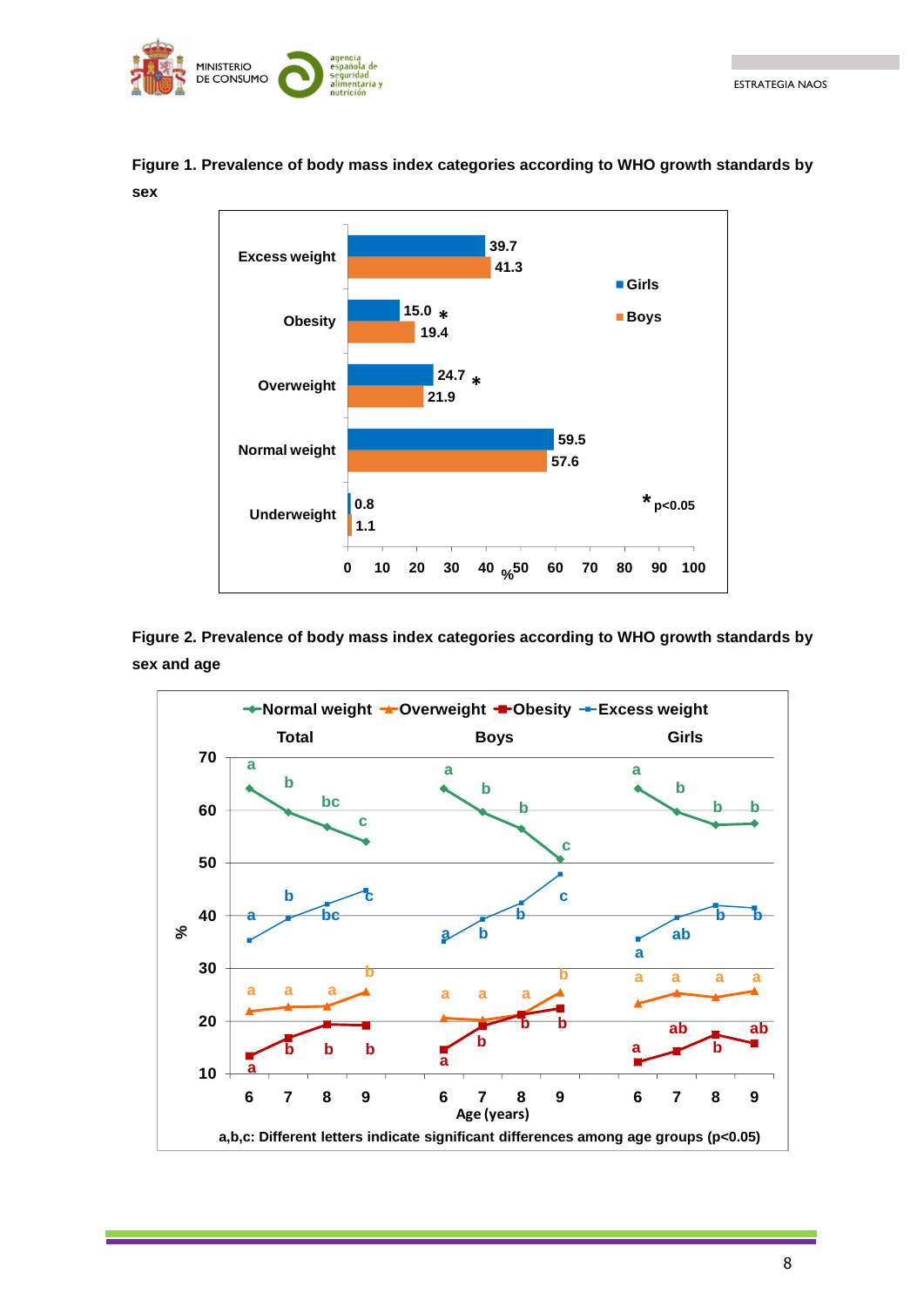**Figure 1. Prevalence of body mass index categories according to WHO growth standards by sex**

| | Girls | Boys |
|---|---|---|
| Excess weight | 39.7 | 41.3 |
| Obesity | 15.0 * | 19.4 |
| Overweight | 24.7 * | 21.9 |
| Normal weight | 59.5 | 57.6 |
| Underweight | 0.8 | 1.1 |

* p<0.05

**Figure 2. Prevalence of body mass index categories according to WHO growth standards by sex and age**

a,b,c: Different letters indicate significant differences among age groups (p<0.05)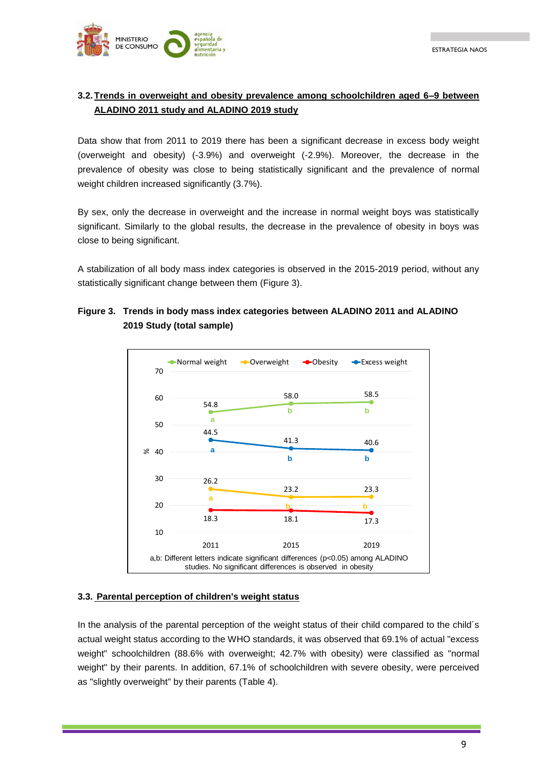### 3.2. Trends in overweight and obesity prevalence among schoolchildren aged 6–9 between ALADINO 2011 study and ALADINO 2019 study

Data show that from 2011 to 2019 there has been a significant decrease in excess body weight (overweight and obesity) (-3.9%) and overweight (-2.9%). Moreover, the decrease in the prevalence of obesity was close to being statistically significant and the prevalence of normal weight children increased significantly (3.7%).

By sex, only the decrease in overweight and the increase in normal weight boys was statistically significant. Similarly to the global results, the decrease in the prevalence of obesity in boys was close to being significant.

A stabilization of all body mass index categories is observed in the 2015-2019 period, without any statistically significant change between them (Figure 3).

**Figure 3. Trends in body mass index categories between ALADINO 2011 and ALADINO 2019 Study (total sample)**

| % | 2011 | 2015 | 2019 |
|---|---|---|---|
| Normal weight | 54.8 (a) | 58.0 (b) | 58.5 (b) |
| Excess weight | 44.5 (a) | 41.3 (b) | 40.6 (b) |
| Overweight | 26.2 (a) | 23.2 (b) | 23.3 (b) |
| Obesity | 18.3 | 18.1 | 17.3 |

a,b: Different letters indicate significant differences (p<0.05) among ALADINO studies. No significant differences is observed in obesity

### 3.3. Parental perception of children's weight status

In the analysis of the parental perception of the weight status of their child compared to the child´s actual weight status according to the WHO standards, it was observed that 69.1% of actual "excess weight" schoolchildren (88.6% with overweight; 42.7% with obesity) were classified as "normal weight" by their parents. In addition, 67.1% of schoolchildren with severe obesity, were perceived as "slightly overweight" by their parents (Table 4).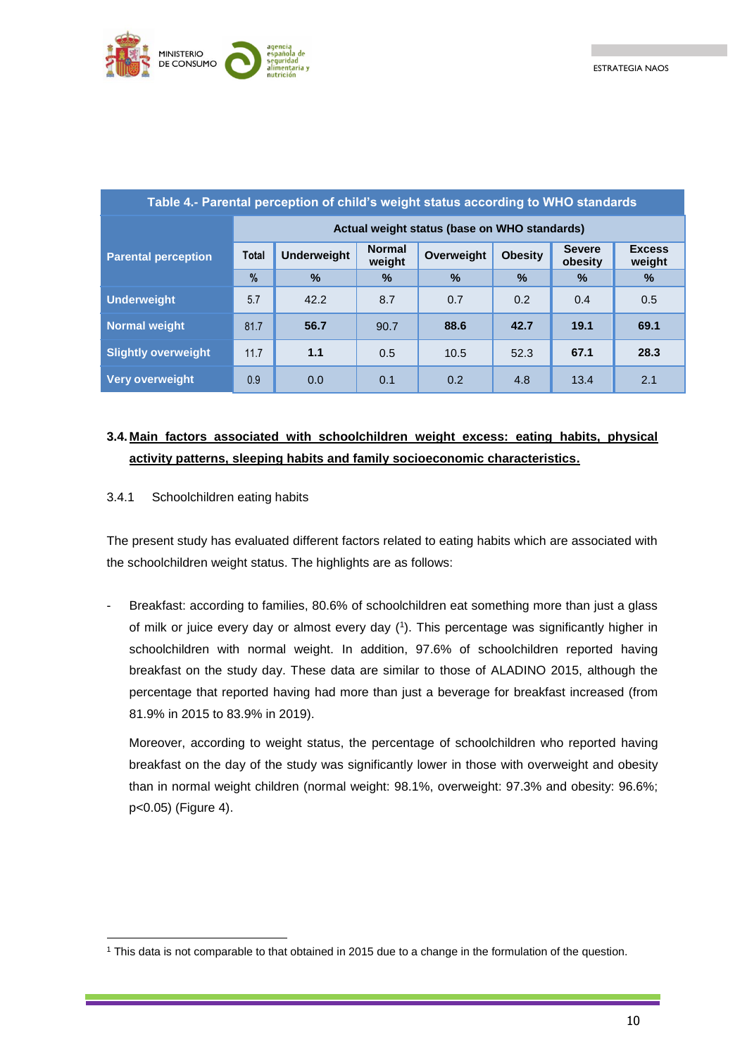**Table 4.- Parental perception of child's weight status according to WHO standards**

| Parental perception | Actual weight status (base on WHO standards) | | | | | | |
|---|---|---|---|---|---|---|---|
| | Total | Underweight | Normal weight | Overweight | Obesity | Severe obesity | Excess weight |
| | % | % | % | % | % | % | % |
| **Underweight** | 5.7 | 42.2 | 8.7 | 0.7 | 0.2 | 0.4 | 0.5 |
| **Normal weight** | 81.7 | **56.7** | 90.7 | **88.6** | **42.7** | **19.1** | **69.1** |
| **Slightly overweight** | 11.7 | **1.1** | 0.5 | 10.5 | 52.3 | **67.1** | **28.3** |
| **Very overweight** | 0.9 | 0.0 | 0.1 | 0.2 | 4.8 | 13.4 | 2.1 |

## 3.4. Main factors associated with schoolchildren weight excess: eating habits, physical activity patterns, sleeping habits and family socioeconomic characteristics.

### 3.4.1 Schoolchildren eating habits

The present study has evaluated different factors related to eating habits which are associated with the schoolchildren weight status. The highlights are as follows:

- Breakfast: according to families, 80.6% of schoolchildren eat something more than just a glass of milk or juice every day or almost every day ([1]). This percentage was significantly higher in schoolchildren with normal weight. In addition, 97.6% of schoolchildren reported having breakfast on the study day. These data are similar to those of ALADINO 2015, although the percentage that reported having had more than just a beverage for breakfast increased (from 81.9% in 2015 to 83.9% in 2019).

  Moreover, according to weight status, the percentage of schoolchildren who reported having breakfast on the day of the study was significantly lower in those with overweight and obesity than in normal weight children (normal weight: 98.1%, overweight: 97.3% and obesity: 96.6%; $p<0.05$) (Figure 4).

[1] This data is not comparable to that obtained in 2015 due to a change in the formulation of the question.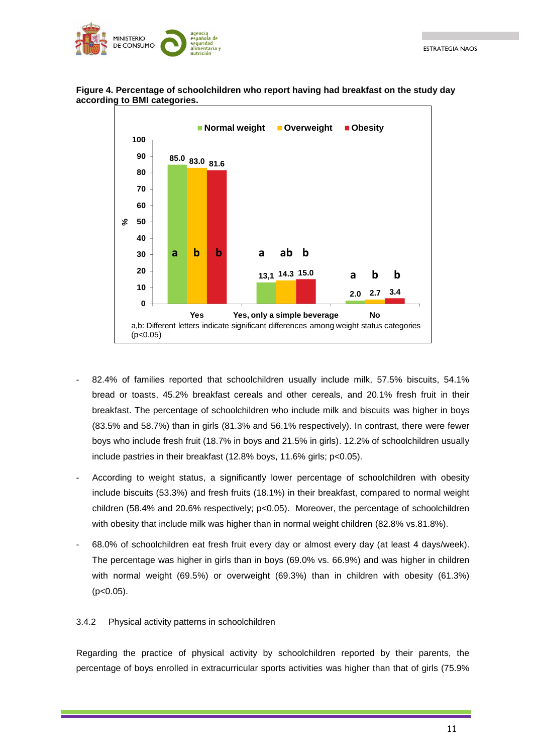**Figure 4. Percentage of schoolchildren who report having had breakfast on the study day according to BMI categories.**

| | Normal weight | Overweight | Obesity |
|---|---|---|---|
| Yes | 85.0 a | 83.0 b | 81.6 b |
| Yes, only a simple beverage | 13,1 a | 14.3 ab | 15.0 b |
| No | 2.0 a | 2.7 b | 3.4 b |

a,b: Different letters indicate significant differences among weight status categories (p<0.05)

- 82.4% of families reported that schoolchildren usually include milk, 57.5% biscuits, 54.1% bread or toasts, 45.2% breakfast cereals and other cereals, and 20.1% fresh fruit in their breakfast. The percentage of schoolchildren who include milk and biscuits was higher in boys (83.5% and 58.7%) than in girls (81.3% and 56.1% respectively). In contrast, there were fewer boys who include fresh fruit (18.7% in boys and 21.5% in girls). 12.2% of schoolchildren usually include pastries in their breakfast (12.8% boys, 11.6% girls; p<0.05).
- According to weight status, a significantly lower percentage of schoolchildren with obesity include biscuits (53.3%) and fresh fruits (18.1%) in their breakfast, compared to normal weight children (58.4% and 20.6% respectively; p<0.05). Moreover, the percentage of schoolchildren with obesity that include milk was higher than in normal weight children (82.8% vs.81.8%).
- 68.0% of schoolchildren eat fresh fruit every day or almost every day (at least 4 days/week). The percentage was higher in girls than in boys (69.0% vs. 66.9%) and was higher in children with normal weight (69.5%) or overweight (69.3%) than in children with obesity (61.3%) (p<0.05).

### 3.4.2 Physical activity patterns in schoolchildren

Regarding the practice of physical activity by schoolchildren reported by their parents, the percentage of boys enrolled in extracurricular sports activities was higher than that of girls (75.9%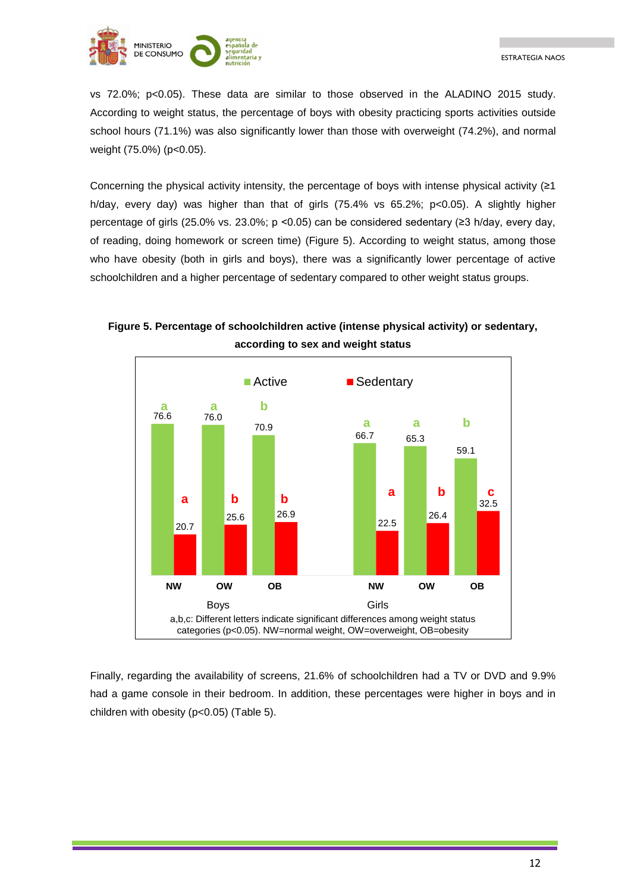vs 72.0%; $p<0.05$). These data are similar to those observed in the ALADINO 2015 study. According to weight status, the percentage of boys with obesity practicing sports activities outside school hours (71.1%) was also significantly lower than those with overweight (74.2%), and normal weight (75.0%) ($p<0.05$).

Concerning the physical activity intensity, the percentage of boys with intense physical activity (≥1 h/day, every day) was higher than that of girls (75.4% vs 65.2%; $p<0.05$). A slightly higher percentage of girls (25.0% vs. 23.0%; $p<0.05$) can be considered sedentary (≥3 h/day, every day, of reading, doing homework or screen time) (Figure 5). According to weight status, among those who have obesity (both in girls and boys), there was a significantly lower percentage of active schoolchildren and a higher percentage of sedentary compared to other weight status groups.

**Figure 5. Percentage of schoolchildren active (intense physical activity) or sedentary, according to sex and weight status**

| | | Active | Sedentary |
|---|---|---|---|
| Boys | NW | 76.6 a | 20.7 a |
| | OW | 76.0 a | 25.6 b |
| | OB | 70.9 b | 26.9 b |
| Girls | NW | 66.7 a | 22.5 a |
| | OW | 65.3 a | 26.4 b |
| | OB | 59.1 b | 32.5 c |

a,b,c: Different letters indicate significant differences among weight status categories ($p<0.05$). NW=normal weight, OW=overweight, OB=obesity

Finally, regarding the availability of screens, 21.6% of schoolchildren had a TV or DVD and 9.9% had a game console in their bedroom. In addition, these percentages were higher in boys and in children with obesity ($p<0.05$) (Table 5).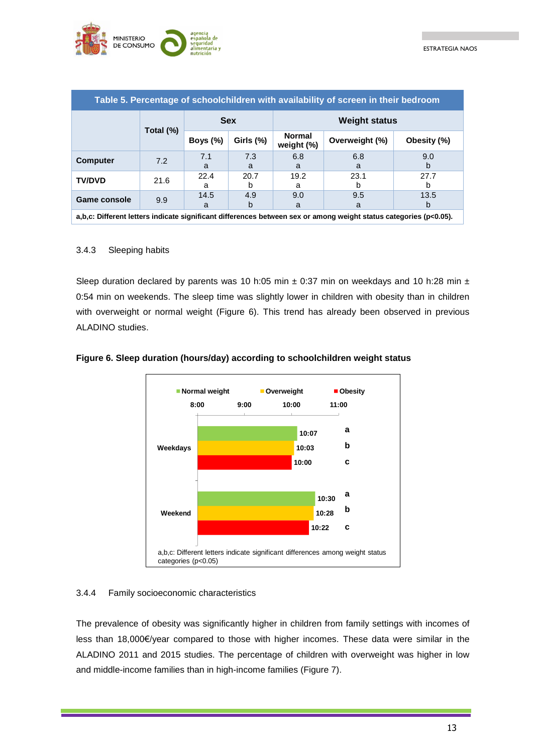**Table 5. Percentage of schoolchildren with availability of screen in their bedroom**

| | Total (%) | Sex | | Weight status | | |
|---|---|---|---|---|---|---|
| | | Boys (%) | Girls (%) | Normal weight (%) | Overweight (%) | Obesity (%) |
| **Computer** | 7.2 | 7.1 a | 7.3 a | 6.8 a | 6.8 a | 9.0 b |
| **TV/DVD** | 21.6 | 22.4 a | 20.7 b | 19.2 a | 23.1 b | 27.7 b |
| **Game console** | 9.9 | 14.5 a | 4.9 b | 9.0 a | 9.5 a | 13.5 b |

**a,b,c: Different letters indicate significant differences between sex or among weight status categories (p<0.05).**

### 3.4.3 Sleeping habits

Sleep duration declared by parents was 10 h:05 min ± 0:37 min on weekdays and 10 h:28 min ± 0:54 min on weekends. The sleep time was slightly lower in children with obesity than in children with overweight or normal weight (Figure 6). This trend has already been observed in previous ALADINO studies.

**Figure 6. Sleep duration (hours/day) according to schoolchildren weight status**

| | Normal weight | Overweight | Obesity |
|---|---|---|---|
| Weekdays | 10:07 a | 10:03 b | 10:00 c |
| Weekend | 10:30 a | 10:28 b | 10:22 c |

a,b,c: Different letters indicate significant differences among weight status categories (p<0.05)

### 3.4.4 Family socioeconomic characteristics

The prevalence of obesity was significantly higher in children from family settings with incomes of less than 18,000€/year compared to those with higher incomes. These data were similar in the ALADINO 2011 and 2015 studies. The percentage of children with overweight was higher in low and middle-income families than in high-income families (Figure 7).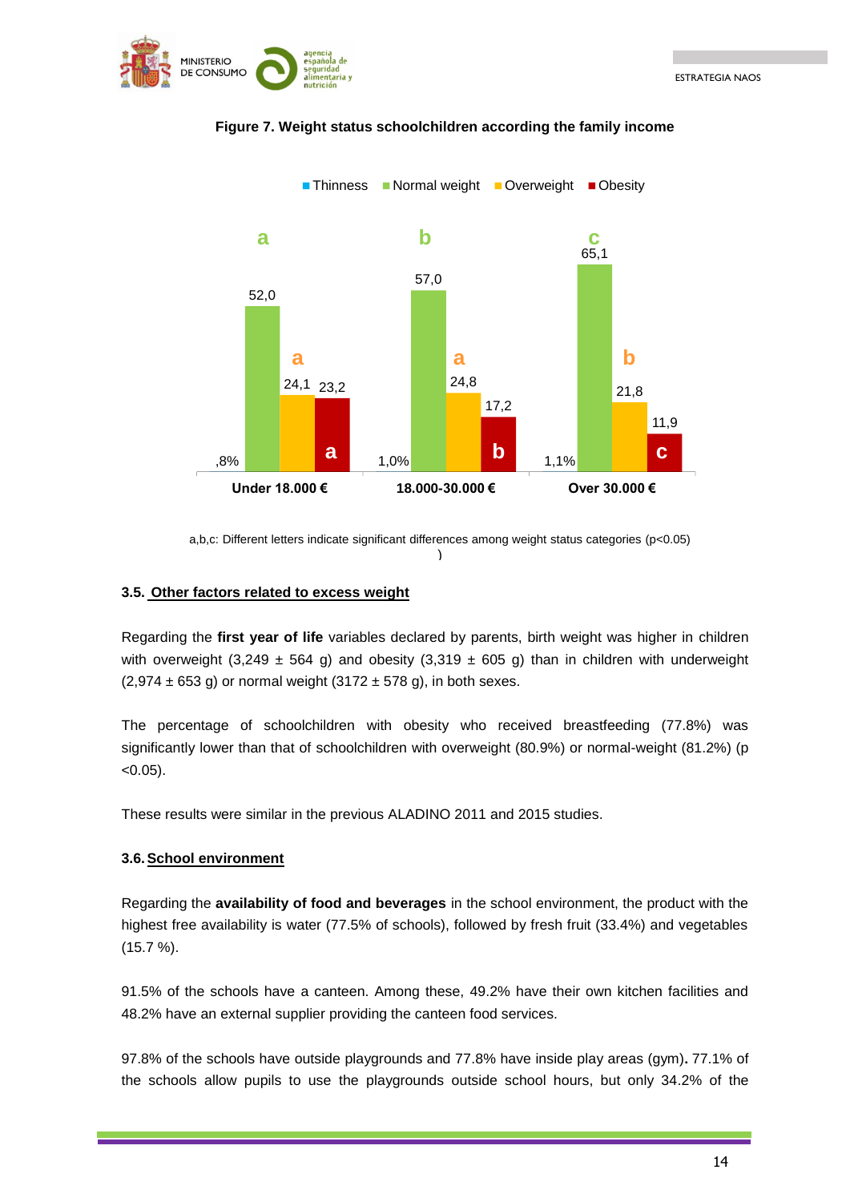**Figure 7. Weight status schoolchildren according the family income**

| | Thinness | Normal weight | Overweight | Obesity |
|---|---|---|---|---|
| Under 18.000 € | ,8% | 52,0 (a) | 24,1 (a) | 23,2 (a) |
| 18.000-30.000 € | 1,0% | 57,0 (b) | 24,8 (a) | 17,2 (b) |
| Over 30.000 € | 1,1% | 65,1 (c) | 21,8 (b) | 11,9 (c) |

a,b,c: Different letters indicate significant differences among weight status categories ($p<0.05$)

### 3.5. Other factors related to excess weight

Regarding the **first year of life** variables declared by parents, birth weight was higher in children with overweight (3,249 ± 564 g) and obesity (3,319 ± 605 g) than in children with underweight (2,974 ± 653 g) or normal weight (3172 ± 578 g), in both sexes.

The percentage of schoolchildren with obesity who received breastfeeding (77.8%) was significantly lower than that of schoolchildren with overweight (80.9%) or normal-weight (81.2%) ($p<0.05$).

These results were similar in the previous ALADINO 2011 and 2015 studies.

### 3.6. School environment

Regarding the **availability of food and beverages** in the school environment, the product with the highest free availability is water (77.5% of schools), followed by fresh fruit (33.4%) and vegetables (15.7 %).

91.5% of the schools have a canteen. Among these, 49.2% have their own kitchen facilities and 48.2% have an external supplier providing the canteen food services.

97.8% of the schools have outside playgrounds and 77.8% have inside play areas (gym)**.** 77.1% of the schools allow pupils to use the playgrounds outside school hours, but only 34.2% of the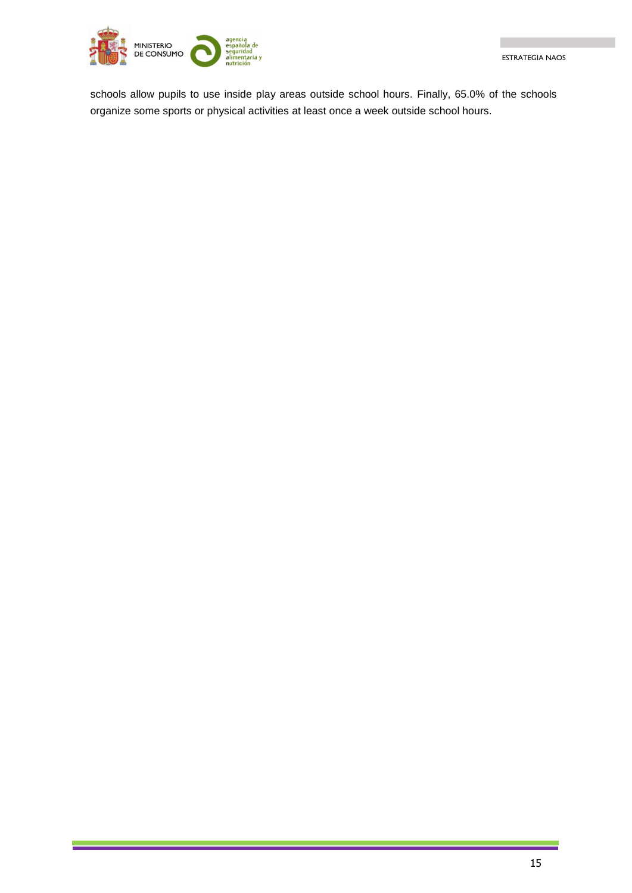schools allow pupils to use inside play areas outside school hours. Finally, 65.0% of the schools organize some sports or physical activities at least once a week outside school hours.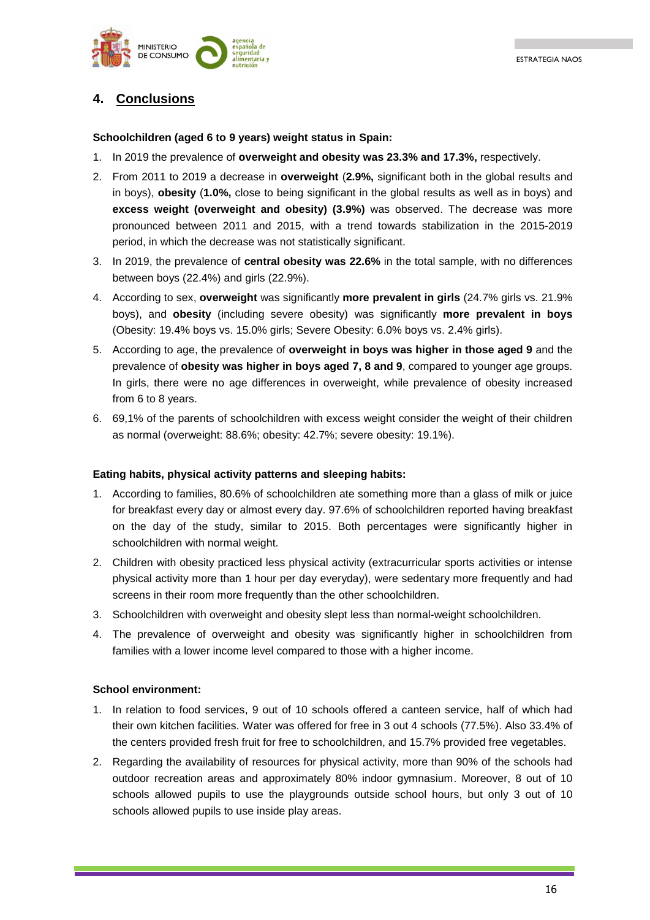## 4. Conclusions

**Schoolchildren (aged 6 to 9 years) weight status in Spain:**

1. In 2019 the prevalence of **overweight and obesity was 23.3% and 17.3%,** respectively.
2. From 2011 to 2019 a decrease in **overweight** (**2.9%,** significant both in the global results and in boys), **obesity** (**1.0%,** close to being significant in the global results as well as in boys) and **excess weight (overweight and obesity) (3.9%)** was observed. The decrease was more pronounced between 2011 and 2015, with a trend towards stabilization in the 2015-2019 period, in which the decrease was not statistically significant.
3. In 2019, the prevalence of **central obesity was 22.6%** in the total sample, with no differences between boys (22.4%) and girls (22.9%).
4. According to sex, **overweight** was significantly **more prevalent in girls** (24.7% girls vs. 21.9% boys), and **obesity** (including severe obesity) was significantly **more prevalent in boys** (Obesity: 19.4% boys vs. 15.0% girls; Severe Obesity: 6.0% boys vs. 2.4% girls).
5. According to age, the prevalence of **overweight in boys was higher in those aged 9** and the prevalence of **obesity was higher in boys aged 7, 8 and 9**, compared to younger age groups. In girls, there were no age differences in overweight, while prevalence of obesity increased from 6 to 8 years.
6. 69,1% of the parents of schoolchildren with excess weight consider the weight of their children as normal (overweight: 88.6%; obesity: 42.7%; severe obesity: 19.1%).

**Eating habits, physical activity patterns and sleeping habits:**

1. According to families, 80.6% of schoolchildren ate something more than a glass of milk or juice for breakfast every day or almost every day. 97.6% of schoolchildren reported having breakfast on the day of the study, similar to 2015. Both percentages were significantly higher in schoolchildren with normal weight.
2. Children with obesity practiced less physical activity (extracurricular sports activities or intense physical activity more than 1 hour per day everyday), were sedentary more frequently and had screens in their room more frequently than the other schoolchildren.
3. Schoolchildren with overweight and obesity slept less than normal-weight schoolchildren.
4. The prevalence of overweight and obesity was significantly higher in schoolchildren from families with a lower income level compared to those with a higher income.

**School environment:**

1. In relation to food services, 9 out of 10 schools offered a canteen service, half of which had their own kitchen facilities. Water was offered for free in 3 out 4 schools (77.5%). Also 33.4% of the centers provided fresh fruit for free to schoolchildren, and 15.7% provided free vegetables.
2. Regarding the availability of resources for physical activity, more than 90% of the schools had outdoor recreation areas and approximately 80% indoor gymnasium. Moreover, 8 out of 10 schools allowed pupils to use the playgrounds outside school hours, but only 3 out of 10 schools allowed pupils to use inside play areas.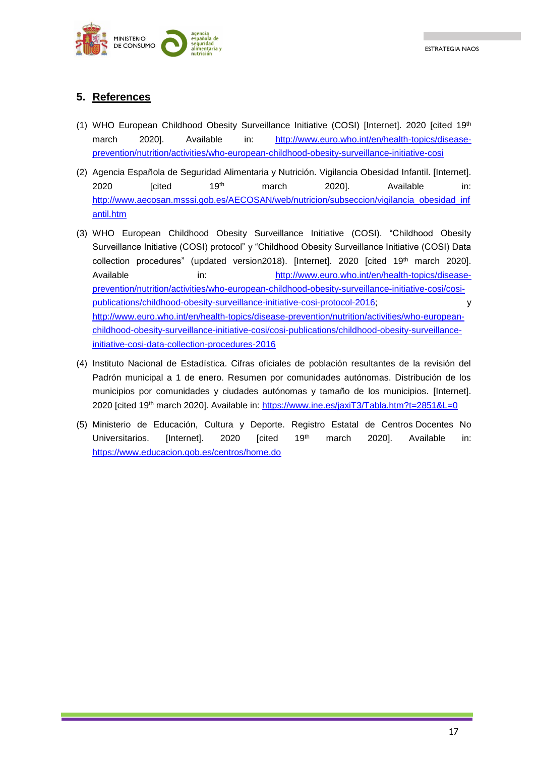## 5. References

(1) WHO European Childhood Obesity Surveillance Initiative (COSI) [Internet]. 2020 [cited 19th march 2020]. Available in: http://www.euro.who.int/en/health-topics/disease-prevention/nutrition/activities/who-european-childhood-obesity-surveillance-initiative-cosi

(2) Agencia Española de Seguridad Alimentaria y Nutrición. Vigilancia Obesidad Infantil. [Internet]. 2020 [cited 19th march 2020]. Available in: http://www.aecosan.msssi.gob.es/AECOSAN/web/nutricion/subseccion/vigilancia_obesidad_infantil.htm

(3) WHO European Childhood Obesity Surveillance Initiative (COSI). "Childhood Obesity Surveillance Initiative (COSI) protocol" y "Childhood Obesity Surveillance Initiative (COSI) Data collection procedures" (updated version2018). [Internet]. 2020 [cited 19th march 2020]. Available in: http://www.euro.who.int/en/health-topics/disease-prevention/nutrition/activities/who-european-childhood-obesity-surveillance-initiative-cosi/cosi-publications/childhood-obesity-surveillance-initiative-cosi-protocol-2016; y http://www.euro.who.int/en/health-topics/disease-prevention/nutrition/activities/who-european-childhood-obesity-surveillance-initiative-cosi/cosi-publications/childhood-obesity-surveillance-initiative-cosi-data-collection-procedures-2016

(4) Instituto Nacional de Estadística. Cifras oficiales de población resultantes de la revisión del Padrón municipal a 1 de enero. Resumen por comunidades autónomas. Distribución de los municipios por comunidades y ciudades autónomas y tamaño de los municipios. [Internet]. 2020 [cited 19th march 2020]. Available in: https://www.ine.es/jaxiT3/Tabla.htm?t=2851&L=0

(5) Ministerio de Educación, Cultura y Deporte. Registro Estatal de Centros Docentes No Universitarios. [Internet]. 2020 [cited 19th march 2020]. Available in: https://www.educacion.gob.es/centros/home.do